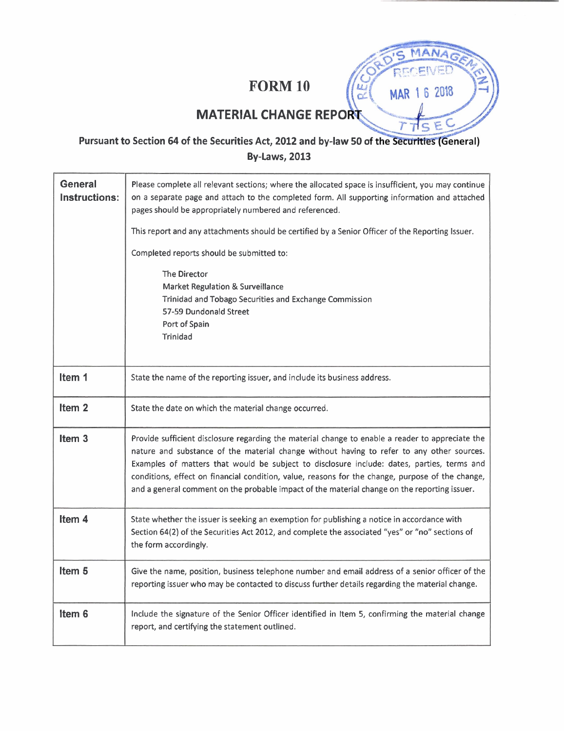# FORM 10

## MATERIAL CHANGE REPORT

RECORD'S MANAGEMENT
RECEIVED
MAR 16 2018
TTSEC

**Pursuant to Section 64 of the Securities Act, 2012 and by-law 50 of the Securities (General) By-Laws, 2013**

| | |
|---|---|
| **General Instructions:** | Please complete all relevant sections; where the allocated space is insufficient, you may continue on a separate page and attach to the completed form. All supporting information and attached pages should be appropriately numbered and referenced.<br><br>This report and any attachments should be certified by a Senior Officer of the Reporting Issuer.<br><br>Completed reports should be submitted to:<br><br>The Director<br>Market Regulation & Surveillance<br>Trinidad and Tobago Securities and Exchange Commission<br>57-59 Dundonald Street<br>Port of Spain<br>Trinidad |
| **Item 1** | State the name of the reporting issuer, and include its business address. |
| **Item 2** | State the date on which the material change occurred. |
| **Item 3** | Provide sufficient disclosure regarding the material change to enable a reader to appreciate the nature and substance of the material change without having to refer to any other sources. Examples of matters that would be subject to disclosure include: dates, parties, terms and conditions, effect on financial condition, value, reasons for the change, purpose of the change, and a general comment on the probable impact of the material change on the reporting issuer. |
| **Item 4** | State whether the issuer is seeking an exemption for publishing a notice in accordance with Section 64(2) of the Securities Act 2012, and complete the associated "yes" or "no" sections of the form accordingly. |
| **Item 5** | Give the name, position, business telephone number and email address of a senior officer of the reporting issuer who may be contacted to discuss further details regarding the material change. |
| **Item 6** | Include the signature of the Senior Officer identified in Item 5, confirming the material change report, and certifying the statement outlined. |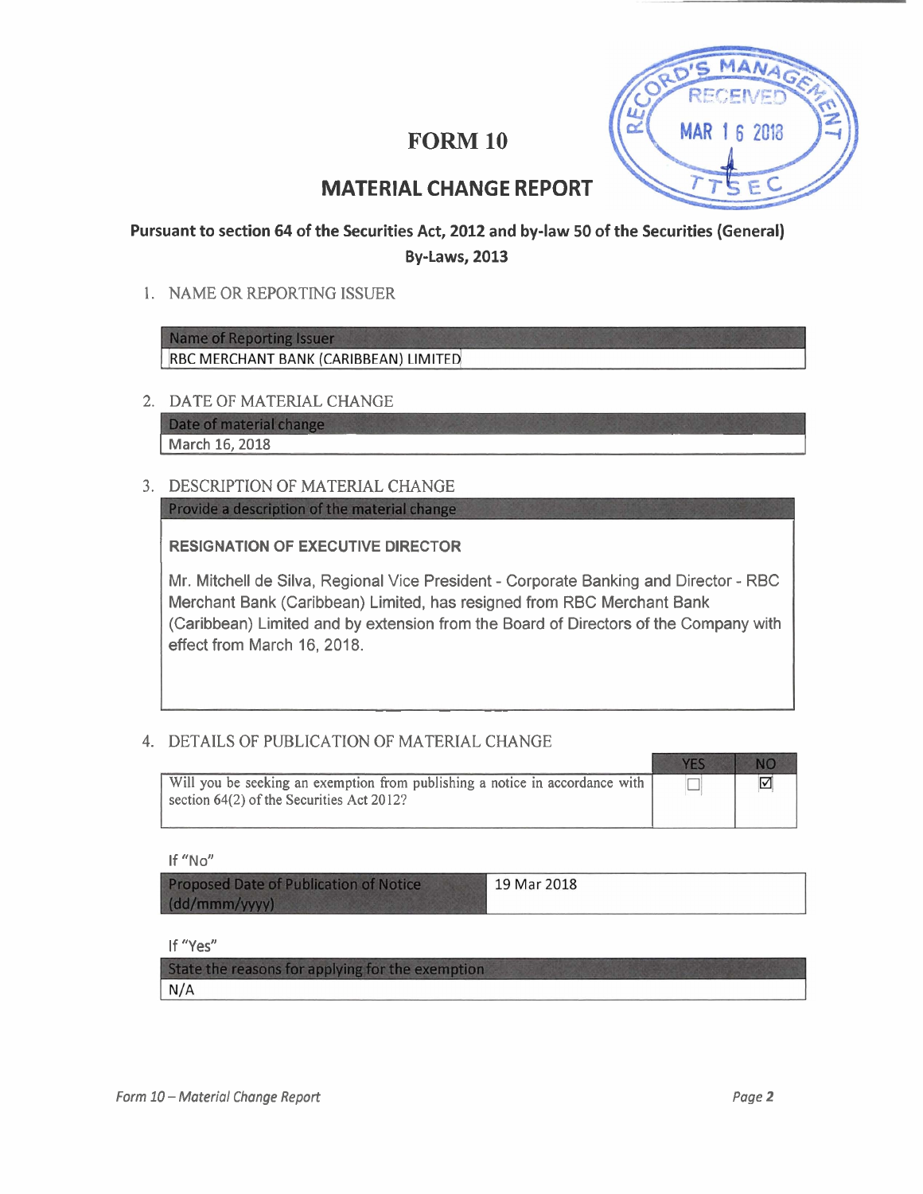# FORM 10

## MATERIAL CHANGE REPORT

**Pursuant to section 64 of the Securities Act, 2012 and by-law 50 of the Securities (General) By-Laws, 2013**

1. NAME OR REPORTING ISSUER

| Name of Reporting Issuer |
|---|
| RBC MERCHANT BANK (CARIBBEAN) LIMITED |

2. DATE OF MATERIAL CHANGE

| Date of material change |
|---|
| March 16, 2018 |

3. DESCRIPTION OF MATERIAL CHANGE

| Provide a description of the material change |
|---|
| **RESIGNATION OF EXECUTIVE DIRECTOR**<br><br>Mr. Mitchell de Silva, Regional Vice President - Corporate Banking and Director - RBC Merchant Bank (Caribbean) Limited, has resigned from RBC Merchant Bank (Caribbean) Limited and by extension from the Board of Directors of the Company with effect from March 16, 2018. |

4. DETAILS OF PUBLICATION OF MATERIAL CHANGE

| | YES | NO |
|---|---|---|
| Will you be seeking an exemption from publishing a notice in accordance with section 64(2) of the Securities Act 2012? | ☐ | ☑ |

If "No"

| Proposed Date of Publication of Notice (dd/mmm/yyyy) | 19 Mar 2018 |
|---|---|

If "Yes"

| State the reasons for applying for the exemption |
|---|
| N/A |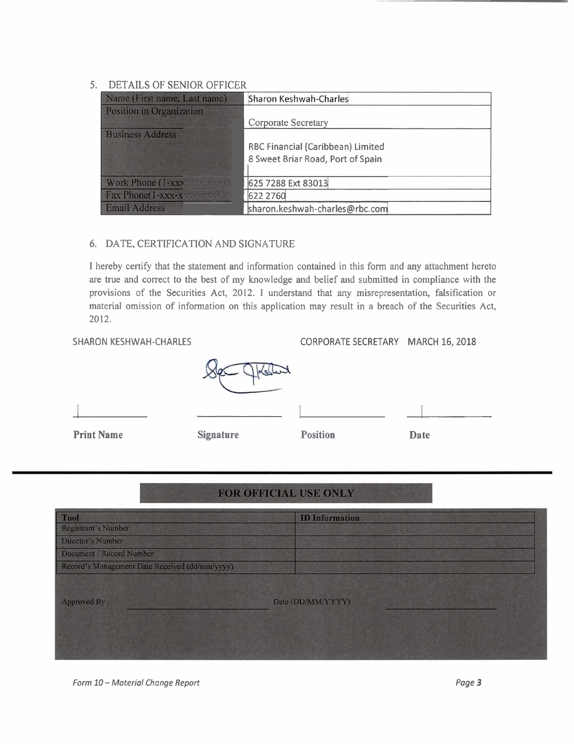## 5. DETAILS OF SENIOR OFFICER

| | |
|---|---|
| Name (First name, Last name) | Sharon Keshwah-Charles |
| Position in Organization | Corporate Secretary |
| Business Address | RBC Financial (Caribbean) Limited<br>8 Sweet Briar Road, Port of Spain |
| Work Phone (1-xxx-xxx-xxxx) | 625 7288 Ext 83013 |
| Fax Phone(1-xxx-xxx-xxxx) | 622 2760 |
| Email Address | sharon.keshwah-charles@rbc.com |

## 6. DATE, CERTIFICATION AND SIGNATURE

I hereby certify that the statement and information contained in this form and any attachment hereto are true and correct to the best of my knowledge and belief and submitted in compliance with the provisions of the Securities Act, 2012. I understand that any misrepresentation, falsification or material omission of information on this application may result in a breach of the Securities Act, 2012.

| Print Name | Signature | Position | Date |
|---|---|---|---|
| SHARON KESHWAH-CHARLES | [signature] | CORPORATE SECRETARY | MARCH 16, 2018 |

**FOR OFFICIAL USE ONLY**

| Tool | ID Information |
|---|---|
| Registrant's Number | |
| Director's Number | |
| Document / Record Number | |
| Record's Management Date Received (dd/mm/yyyy) | |

Approved By: \_\_\_\_\_\_\_\_\_\_\_\_ Date (DD/MM/YYYY) \_\_\_\_\_\_\_\_\_\_\_\_

*Form 10 – Material Change Report*